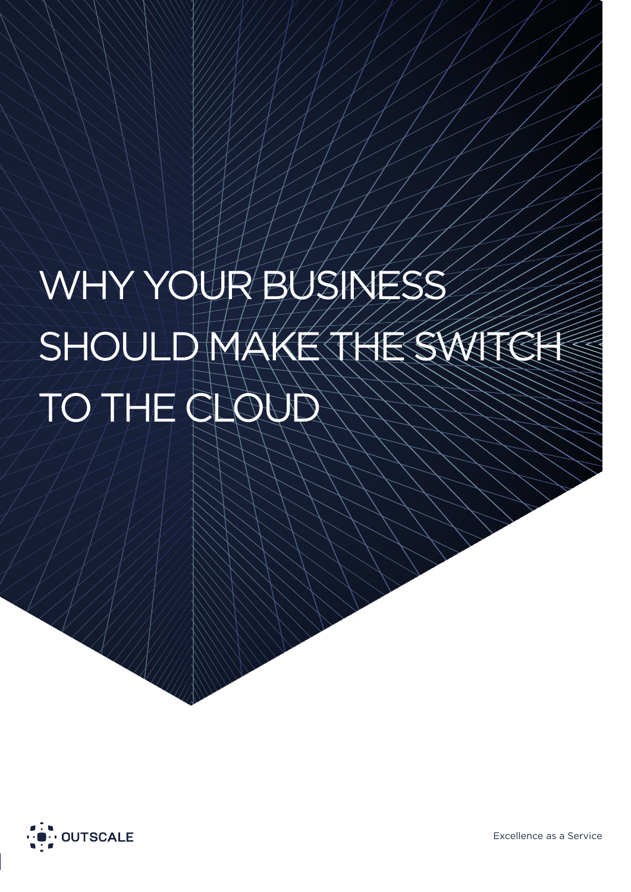# WHY YOUR BUSINESS SHOULD MAKE THE SWITCH TO THE CLOUD

OUTSCALE

Excellence as a Service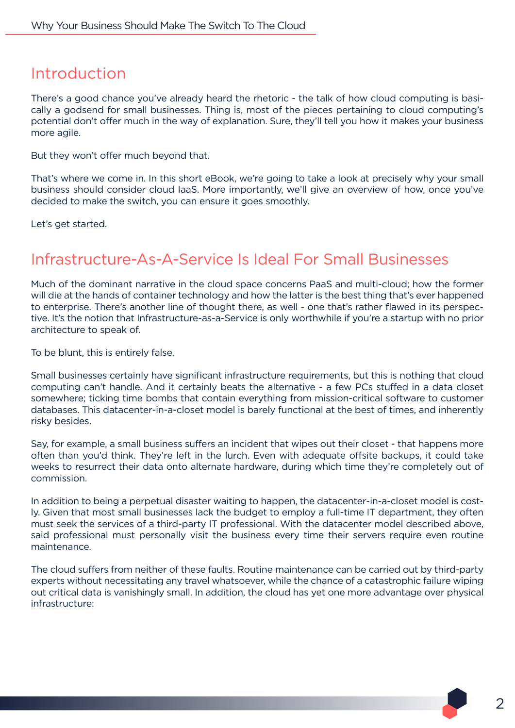## Introduction

There's a good chance you've already heard the rhetoric - the talk of how cloud computing is basically a godsend for small businesses. Thing is, most of the pieces pertaining to cloud computing's potential don't offer much in the way of explanation. Sure, they'll tell you how it makes your business more agile.

But they won't offer much beyond that.

That's where we come in. In this short eBook, we're going to take a look at precisely why your small business should consider cloud IaaS. More importantly, we'll give an overview of how, once you've decided to make the switch, you can ensure it goes smoothly.

Let's get started.

## Infrastructure-As-A-Service Is Ideal For Small Businesses

Much of the dominant narrative in the cloud space concerns PaaS and multi-cloud; how the former will die at the hands of container technology and how the latter is the best thing that's ever happened to enterprise. There's another line of thought there, as well - one that's rather flawed in its perspective. It's the notion that Infrastructure-as-a-Service is only worthwhile if you're a startup with no prior architecture to speak of.

To be blunt, this is entirely false.

Small businesses certainly have significant infrastructure requirements, but this is nothing that cloud computing can't handle. And it certainly beats the alternative - a few PCs stuffed in a data closet somewhere; ticking time bombs that contain everything from mission-critical software to customer databases. This datacenter-in-a-closet model is barely functional at the best of times, and inherently risky besides.

Say, for example, a small business suffers an incident that wipes out their closet - that happens more often than you'd think. They're left in the lurch. Even with adequate offsite backups, it could take weeks to resurrect their data onto alternate hardware, during which time they're completely out of commission.

In addition to being a perpetual disaster waiting to happen, the datacenter-in-a-closet model is costly. Given that most small businesses lack the budget to employ a full-time IT department, they often must seek the services of a third-party IT professional. With the datacenter model described above, said professional must personally visit the business every time their servers require even routine maintenance.

The cloud suffers from neither of these faults. Routine maintenance can be carried out by third-party experts without necessitating any travel whatsoever, while the chance of a catastrophic failure wiping out critical data is vanishingly small. In addition, the cloud has yet one more advantage over physical infrastructure: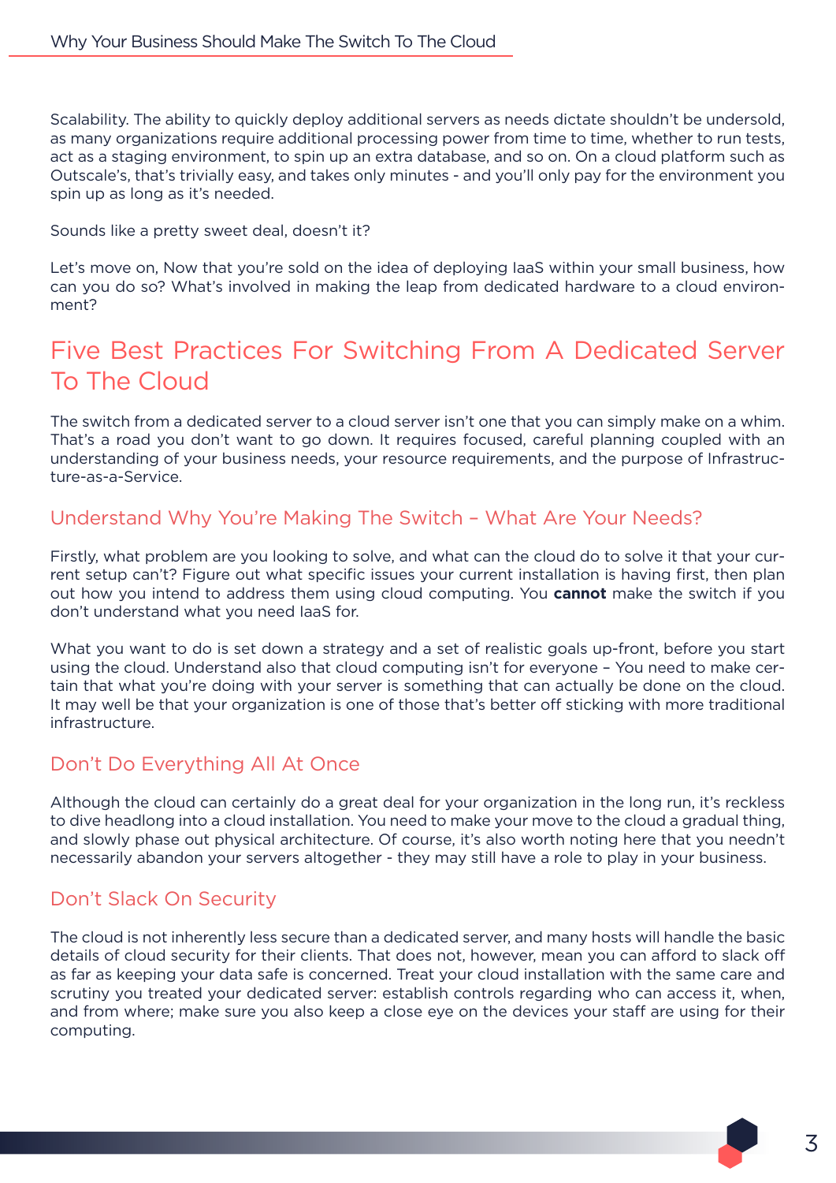Scalability. The ability to quickly deploy additional servers as needs dictate shouldn't be undersold, as many organizations require additional processing power from time to time, whether to run tests, act as a staging environment, to spin up an extra database, and so on. On a cloud platform such as Outscale's, that's trivially easy, and takes only minutes - and you'll only pay for the environment you spin up as long as it's needed.

Sounds like a pretty sweet deal, doesn't it?

Let's move on, Now that you're sold on the idea of deploying IaaS within your small business, how can you do so? What's involved in making the leap from dedicated hardware to a cloud environment?

## Five Best Practices For Switching From A Dedicated Server To The Cloud

The switch from a dedicated server to a cloud server isn't one that you can simply make on a whim. That's a road you don't want to go down. It requires focused, careful planning coupled with an understanding of your business needs, your resource requirements, and the purpose of Infrastructure-as-a-Service.

### Understand Why You're Making The Switch – What Are Your Needs?

Firstly, what problem are you looking to solve, and what can the cloud do to solve it that your current setup can't? Figure out what specific issues your current installation is having first, then plan out how you intend to address them using cloud computing. You **cannot** make the switch if you don't understand what you need IaaS for.

What you want to do is set down a strategy and a set of realistic goals up-front, before you start using the cloud. Understand also that cloud computing isn't for everyone – You need to make certain that what you're doing with your server is something that can actually be done on the cloud. It may well be that your organization is one of those that's better off sticking with more traditional infrastructure.

### Don't Do Everything All At Once

Although the cloud can certainly do a great deal for your organization in the long run, it's reckless to dive headlong into a cloud installation. You need to make your move to the cloud a gradual thing, and slowly phase out physical architecture. Of course, it's also worth noting here that you needn't necessarily abandon your servers altogether - they may still have a role to play in your business.

### Don't Slack On Security

The cloud is not inherently less secure than a dedicated server, and many hosts will handle the basic details of cloud security for their clients. That does not, however, mean you can afford to slack off as far as keeping your data safe is concerned. Treat your cloud installation with the same care and scrutiny you treated your dedicated server: establish controls regarding who can access it, when, and from where; make sure you also keep a close eye on the devices your staff are using for their computing.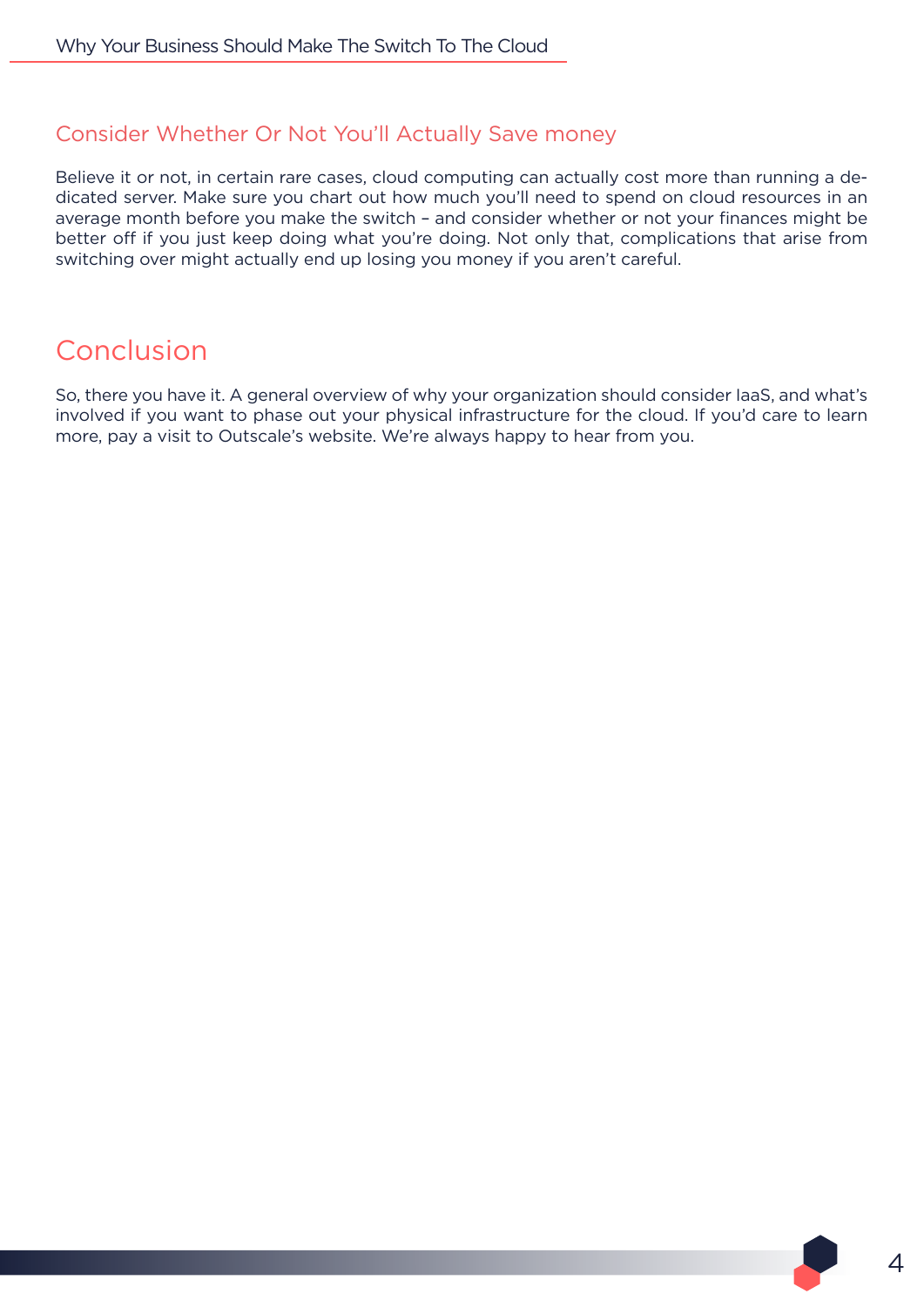## Consider Whether Or Not You'll Actually Save money

Believe it or not, in certain rare cases, cloud computing can actually cost more than running a dedicated server. Make sure you chart out how much you'll need to spend on cloud resources in an average month before you make the switch – and consider whether or not your finances might be better off if you just keep doing what you're doing. Not only that, complications that arise from switching over might actually end up losing you money if you aren't careful.

# Conclusion

So, there you have it. A general overview of why your organization should consider IaaS, and what's involved if you want to phase out your physical infrastructure for the cloud. If you'd care to learn more, pay a visit to Outscale's website. We're always happy to hear from you.